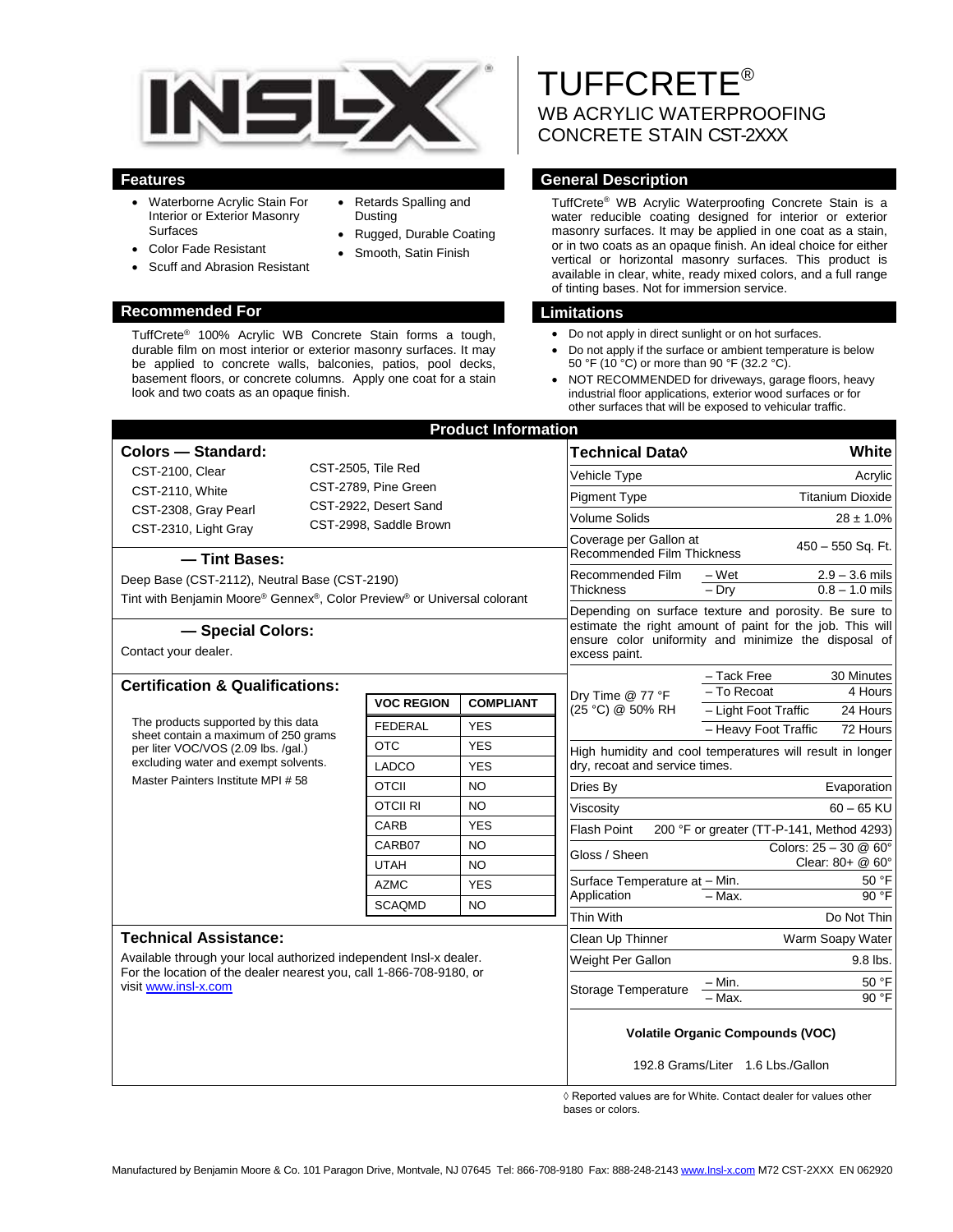# TUFFCRETE®

## WB ACRYLIC WATERPROOFING CONCRETE STAIN CST-2XXX

## Features

- Waterborne Acrylic Stain For Interior or Exterior Masonry Surfaces
- Color Fade Resistant
- Scuff and Abrasion Resistant
- Retards Spalling and Dusting
- Rugged, Durable Coating
- Smooth, Satin Finish

## Recommended For

TuffCrete® 100% Acrylic WB Concrete Stain forms a tough, durable film on most interior or exterior masonry surfaces. It may be applied to concrete walls, balconies, patios, pool decks, basement floors, or concrete columns. Apply one coat for a stain look and two coats as an opaque finish.

## General Description

TuffCrete® WB Acrylic Waterproofing Concrete Stain is a water reducible coating designed for interior or exterior masonry surfaces. It may be applied in one coat as a stain, or in two coats as an opaque finish. An ideal choice for either vertical or horizontal masonry surfaces. This product is available in clear, white, ready mixed colors, and a full range of tinting bases. Not for immersion service.

## Limitations

- Do not apply in direct sunlight or on hot surfaces.
- Do not apply if the surface or ambient temperature is below 50 °F (10 °C) or more than 90 °F (32.2 °C).
- NOT RECOMMENDED for driveways, garage floors, heavy industrial floor applications, exterior wood surfaces or for other surfaces that will be exposed to vehicular traffic.

## Product Information

### Colors — Standard:

- CST-2100, Clear
- CST-2110, White
- CST-2308, Gray Pearl
- CST-2310, Light Gray
- CST-2505, Tile Red
- CST-2789, Pine Green
- CST-2922, Desert Sand
- CST-2998, Saddle Brown

### — Tint Bases:

Deep Base (CST-2112), Neutral Base (CST-2190)

Tint with Benjamin Moore® Gennex®, Color Preview® or Universal colorant

### — Special Colors:

Contact your dealer.

### Certification & Qualifications:

The products supported by this data sheet contain a maximum of 250 grams per liter VOC/VOS (2.09 lbs. /gal.) excluding water and exempt solvents.

Master Painters Institute MPI # 58

| VOC REGION | COMPLIANT |
|---|---|
| FEDERAL | YES |
| OTC | YES |
| LADCO | YES |
| OTCII | NO |
| OTCII RI | NO |
| CARB | YES |
| CARB07 | NO |
| UTAH | NO |
| AZMC | YES |
| SCAQMD | NO |

### Technical Assistance:

Available through your local authorized independent Insl-x dealer. For the location of the dealer nearest you, call 1-866-708-9180, or visit www.insl-x.com

| Technical Data◊ | | White |
|---|---|---|
| Vehicle Type | | Acrylic |
| Pigment Type | | Titanium Dioxide |
| Volume Solids | | 28 ± 1.0% |
| Coverage per Gallon at Recommended Film Thickness | | 450 – 550 Sq. Ft. |
| Recommended Film Thickness | – Wet | 2.9 – 3.6 mils |
| | – Dry | 0.8 – 1.0 mils |
| Depending on surface texture and porosity. Be sure to estimate the right amount of paint for the job. This will ensure color uniformity and minimize the disposal of excess paint. | | |
| Dry Time @ 77 °F (25 °C) @ 50% RH | – Tack Free | 30 Minutes |
| | – To Recoat | 4 Hours |
| | – Light Foot Traffic | 24 Hours |
| | – Heavy Foot Traffic | 72 Hours |
| High humidity and cool temperatures will result in longer dry, recoat and service times. | | |
| Dries By | | Evaporation |
| Viscosity | | 60 – 65 KU |
| Flash Point | | 200 °F or greater (TT-P-141, Method 4293) |
| Gloss / Sheen | | Colors: 25 – 30 @ 60° Clear: 80+ @ 60° |
| Surface Temperature at Application | – Min. | 50 °F |
| | – Max. | 90 °F |
| Thin With | | Do Not Thin |
| Clean Up Thinner | | Warm Soapy Water |
| Weight Per Gallon | | 9.8 lbs. |
| Storage Temperature | – Min. | 50 °F |
| | – Max. | 90 °F |

**Volatile Organic Compounds (VOC)**

192.8 Grams/Liter 1.6 Lbs./Gallon

◊ Reported values are for White. Contact dealer for values other bases or colors.

Manufactured by Benjamin Moore & Co. 101 Paragon Drive, Montvale, NJ 07645 Tel: 866-708-9180 Fax: 888-248-2143 www.Insl-x.com M72 CST-2XXX EN 062920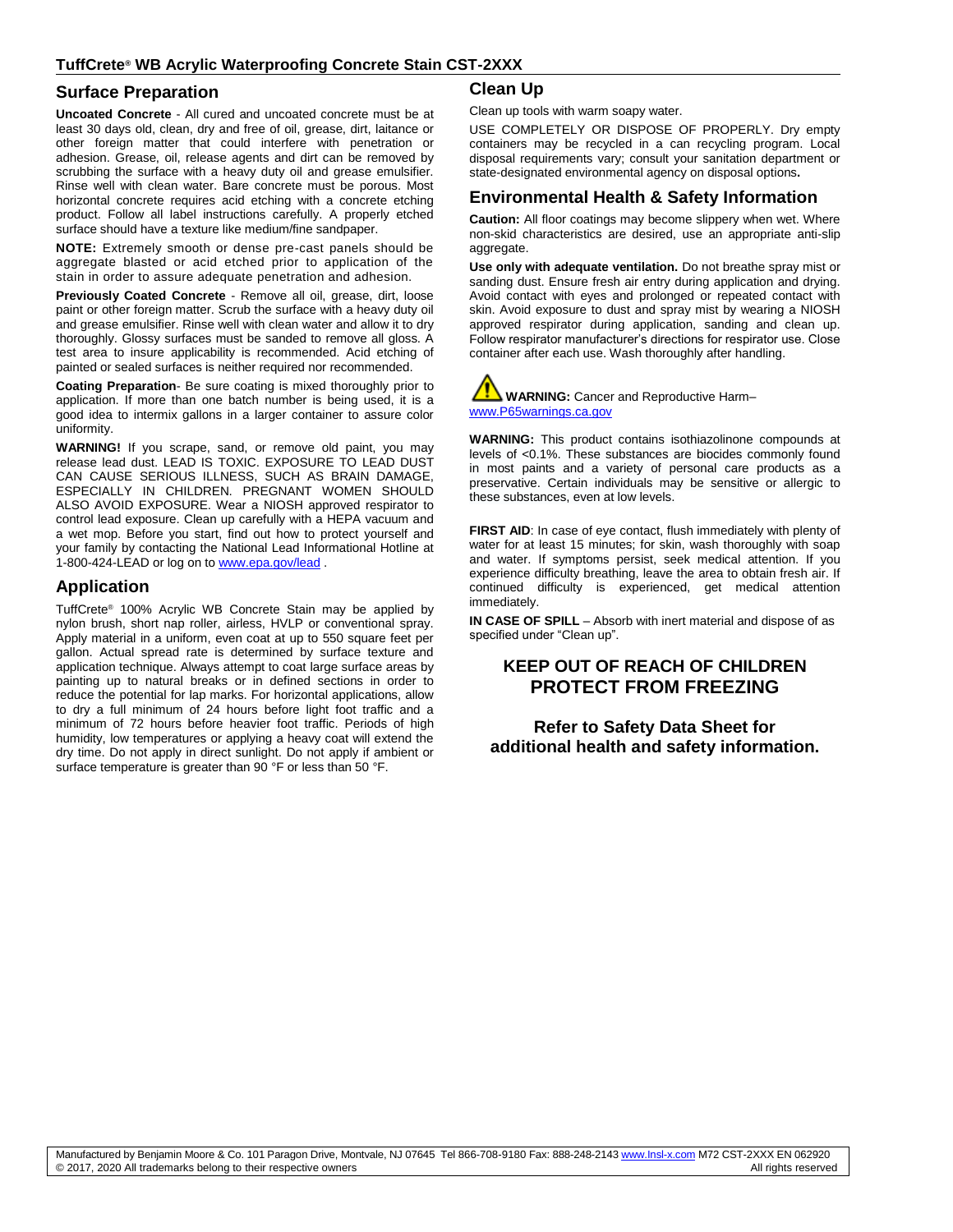**TuffCrete® WB Acrylic Waterproofing Concrete Stain CST-2XXX**

## Surface Preparation

**Uncoated Concrete** - All cured and uncoated concrete must be at least 30 days old, clean, dry and free of oil, grease, dirt, laitance or other foreign matter that could interfere with penetration or adhesion. Grease, oil, release agents and dirt can be removed by scrubbing the surface with a heavy duty oil and grease emulsifier. Rinse well with clean water. Bare concrete must be porous. Most horizontal concrete requires acid etching with a concrete etching product. Follow all label instructions carefully. A properly etched surface should have a texture like medium/fine sandpaper.

**NOTE:** Extremely smooth or dense pre-cast panels should be aggregate blasted or acid etched prior to application of the stain in order to assure adequate penetration and adhesion.

**Previously Coated Concrete** - Remove all oil, grease, dirt, loose paint or other foreign matter. Scrub the surface with a heavy duty oil and grease emulsifier. Rinse well with clean water and allow it to dry thoroughly. Glossy surfaces must be sanded to remove all gloss. A test area to insure applicability is recommended. Acid etching of painted or sealed surfaces is neither required nor recommended.

**Coating Preparation**- Be sure coating is mixed thoroughly prior to application. If more than one batch number is being used, it is a good idea to intermix gallons in a larger container to assure color uniformity.

**WARNING!** If you scrape, sand, or remove old paint, you may release lead dust. LEAD IS TOXIC. EXPOSURE TO LEAD DUST CAN CAUSE SERIOUS ILLNESS, SUCH AS BRAIN DAMAGE, ESPECIALLY IN CHILDREN. PREGNANT WOMEN SHOULD ALSO AVOID EXPOSURE. Wear a NIOSH approved respirator to control lead exposure. Clean up carefully with a HEPA vacuum and a wet mop. Before you start, find out how to protect yourself and your family by contacting the National Lead Informational Hotline at 1-800-424-LEAD or log on to www.epa.gov/lead .

## Application

TuffCrete® 100% Acrylic WB Concrete Stain may be applied by nylon brush, short nap roller, airless, HVLP or conventional spray. Apply material in a uniform, even coat at up to 550 square feet per gallon. Actual spread rate is determined by surface texture and application technique. Always attempt to coat large surface areas by painting up to natural breaks or in defined sections in order to reduce the potential for lap marks. For horizontal applications, allow to dry a full minimum of 24 hours before light foot traffic and a minimum of 72 hours before heavier foot traffic. Periods of high humidity, low temperatures or applying a heavy coat will extend the dry time. Do not apply in direct sunlight. Do not apply if ambient or surface temperature is greater than 90 °F or less than 50 °F.

## Clean Up

Clean up tools with warm soapy water.

USE COMPLETELY OR DISPOSE OF PROPERLY. Dry empty containers may be recycled in a can recycling program. Local disposal requirements vary; consult your sanitation department or state-designated environmental agency on disposal options**.**

## Environmental Health & Safety Information

**Caution:** All floor coatings may become slippery when wet. Where non-skid characteristics are desired, use an appropriate anti-slip aggregate.

**Use only with adequate ventilation.** Do not breathe spray mist or sanding dust. Ensure fresh air entry during application and drying. Avoid contact with eyes and prolonged or repeated contact with skin. Avoid exposure to dust and spray mist by wearing a NIOSH approved respirator during application, sanding and clean up. Follow respirator manufacturer's directions for respirator use. Close container after each use. Wash thoroughly after handling.

**WARNING:** Cancer and Reproductive Harm– www.P65warnings.ca.gov

**WARNING:** This product contains isothiazolinone compounds at levels of <0.1%. These substances are biocides commonly found in most paints and a variety of personal care products as a preservative. Certain individuals may be sensitive or allergic to these substances, even at low levels.

**FIRST AID**: In case of eye contact, flush immediately with plenty of water for at least 15 minutes; for skin, wash thoroughly with soap and water. If symptoms persist, seek medical attention. If you experience difficulty breathing, leave the area to obtain fresh air. If continued difficulty is experienced, get medical attention immediately.

**IN CASE OF SPILL** – Absorb with inert material and dispose of as specified under "Clean up".

**KEEP OUT OF REACH OF CHILDREN**
**PROTECT FROM FREEZING**

**Refer to Safety Data Sheet for additional health and safety information.**

Manufactured by Benjamin Moore & Co. 101 Paragon Drive, Montvale, NJ 07645 Tel 866-708-9180 Fax: 888-248-2143 www.lnsl-x.com M72 CST-2XXX EN 062920
© 2017, 2020 All trademarks belong to their respective owners All rights reserved